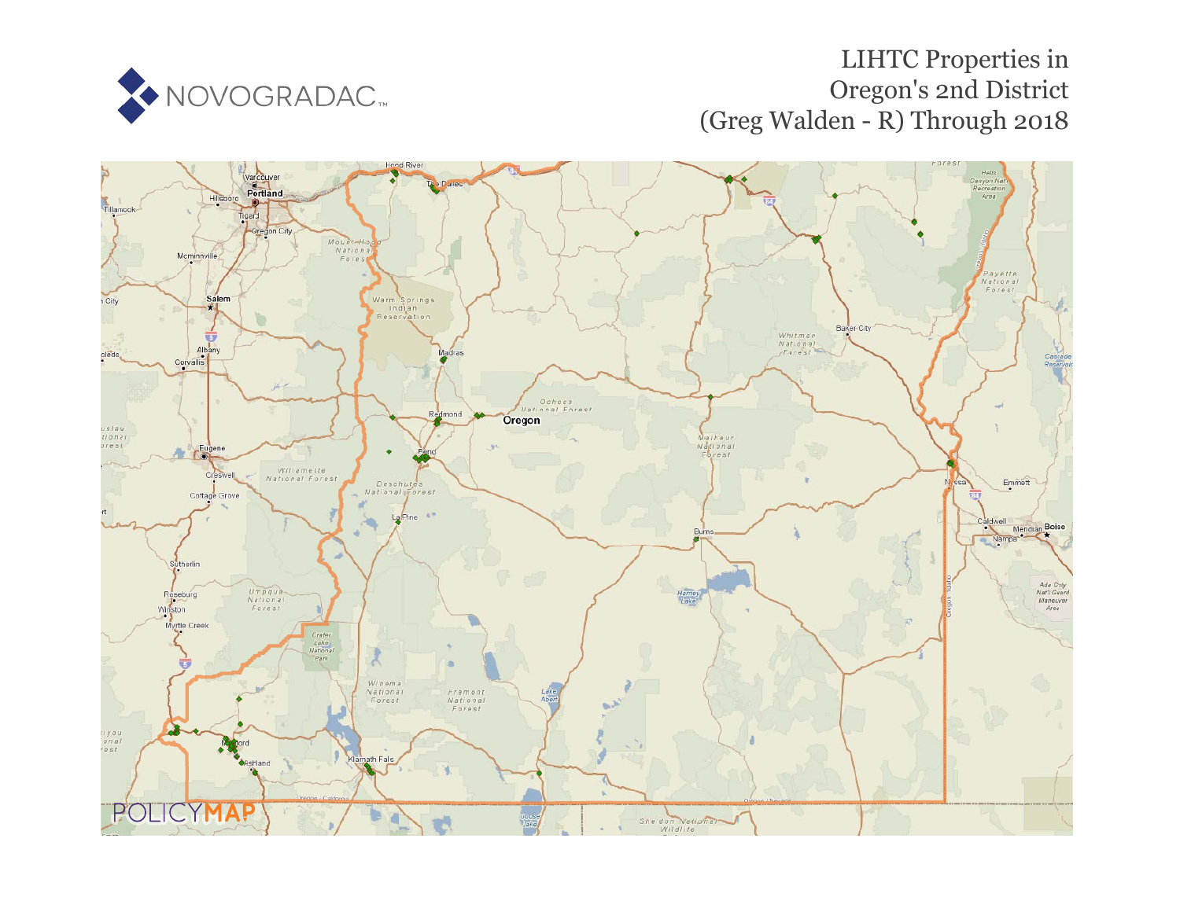NOVOGRADAC

# LIHTC Properties in Oregon's 2nd District (Greg Walden - R) Through 2018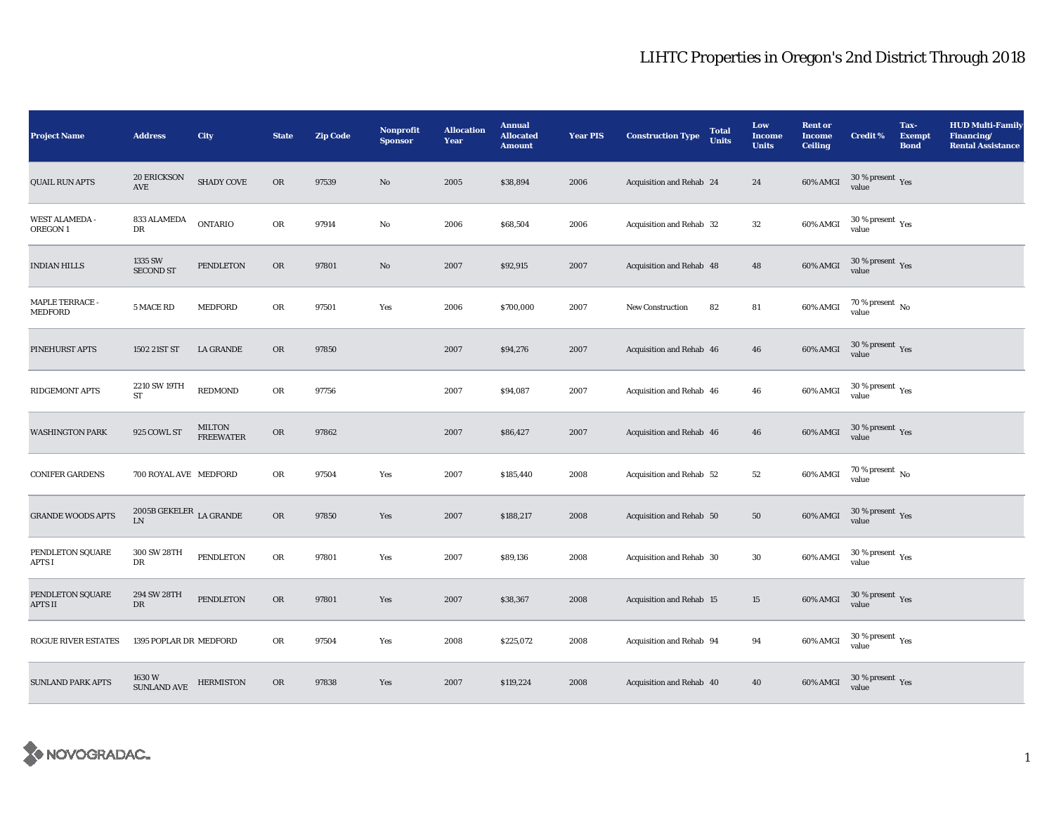# LIHTC Properties in Oregon's 2nd District Through 2018

| Project Name | Address | City | State | Zip Code | Nonprofit Sponsor | Allocation Year | Annual Allocated Amount | Year PIS | Construction Type | Total Units | Low Income Units | Rent or Income Ceiling | Credit % | Tax-Exempt Bond | HUD Multi-Family Financing/ Rental Assistance |
|---|---|---|---|---|---|---|---|---|---|---|---|---|---|---|---|
| QUAIL RUN APTS | 20 ERICKSON AVE | SHADY COVE | OR | 97539 | No | 2005 | $38,894 | 2006 | Acquisition and Rehab | 24 | 24 | 60% AMGI | 30 % present value | Yes | |
| WEST ALAMEDA - OREGON 1 | 833 ALAMEDA DR | ONTARIO | OR | 97914 | No | 2006 | $68,504 | 2006 | Acquisition and Rehab | 32 | 32 | 60% AMGI | 30 % present value | Yes | |
| INDIAN HILLS | 1335 SW SECOND ST | PENDLETON | OR | 97801 | No | 2007 | $92,915 | 2007 | Acquisition and Rehab | 48 | 48 | 60% AMGI | 30 % present value | Yes | |
| MAPLE TERRACE - MEDFORD | 5 MACE RD | MEDFORD | OR | 97501 | Yes | 2006 | $700,000 | 2007 | New Construction | 82 | 81 | 60% AMGI | 70 % present value | No | |
| PINEHURST APTS | 1502 21ST ST | LA GRANDE | OR | 97850 | | 2007 | $94,276 | 2007 | Acquisition and Rehab | 46 | 46 | 60% AMGI | 30 % present value | Yes | |
| RIDGEMONT APTS | 2210 SW 19TH ST | REDMOND | OR | 97756 | | 2007 | $94,087 | 2007 | Acquisition and Rehab | 46 | 46 | 60% AMGI | 30 % present value | Yes | |
| WASHINGTON PARK | 925 COWL ST | MILTON FREEWATER | OR | 97862 | | 2007 | $86,427 | 2007 | Acquisition and Rehab | 46 | 46 | 60% AMGI | 30 % present value | Yes | |
| CONIFER GARDENS | 700 ROYAL AVE | MEDFORD | OR | 97504 | Yes | 2007 | $185,440 | 2008 | Acquisition and Rehab | 52 | 52 | 60% AMGI | 70 % present value | No | |
| GRANDE WOODS APTS | 2005B GEKELER LN | LA GRANDE | OR | 97850 | Yes | 2007 | $188,217 | 2008 | Acquisition and Rehab | 50 | 50 | 60% AMGI | 30 % present value | Yes | |
| PENDLETON SQUARE APTS I | 300 SW 28TH DR | PENDLETON | OR | 97801 | Yes | 2007 | $89,136 | 2008 | Acquisition and Rehab | 30 | 30 | 60% AMGI | 30 % present value | Yes | |
| PENDLETON SQUARE APTS II | 294 SW 28TH DR | PENDLETON | OR | 97801 | Yes | 2007 | $38,367 | 2008 | Acquisition and Rehab | 15 | 15 | 60% AMGI | 30 % present value | Yes | |
| ROGUE RIVER ESTATES | 1395 POPLAR DR | MEDFORD | OR | 97504 | Yes | 2008 | $225,072 | 2008 | Acquisition and Rehab | 94 | 94 | 60% AMGI | 30 % present value | Yes | |
| SUNLAND PARK APTS | 1630 W SUNLAND AVE | HERMISTON | OR | 97838 | Yes | 2007 | $119,224 | 2008 | Acquisition and Rehab | 40 | 40 | 60% AMGI | 30 % present value | Yes | |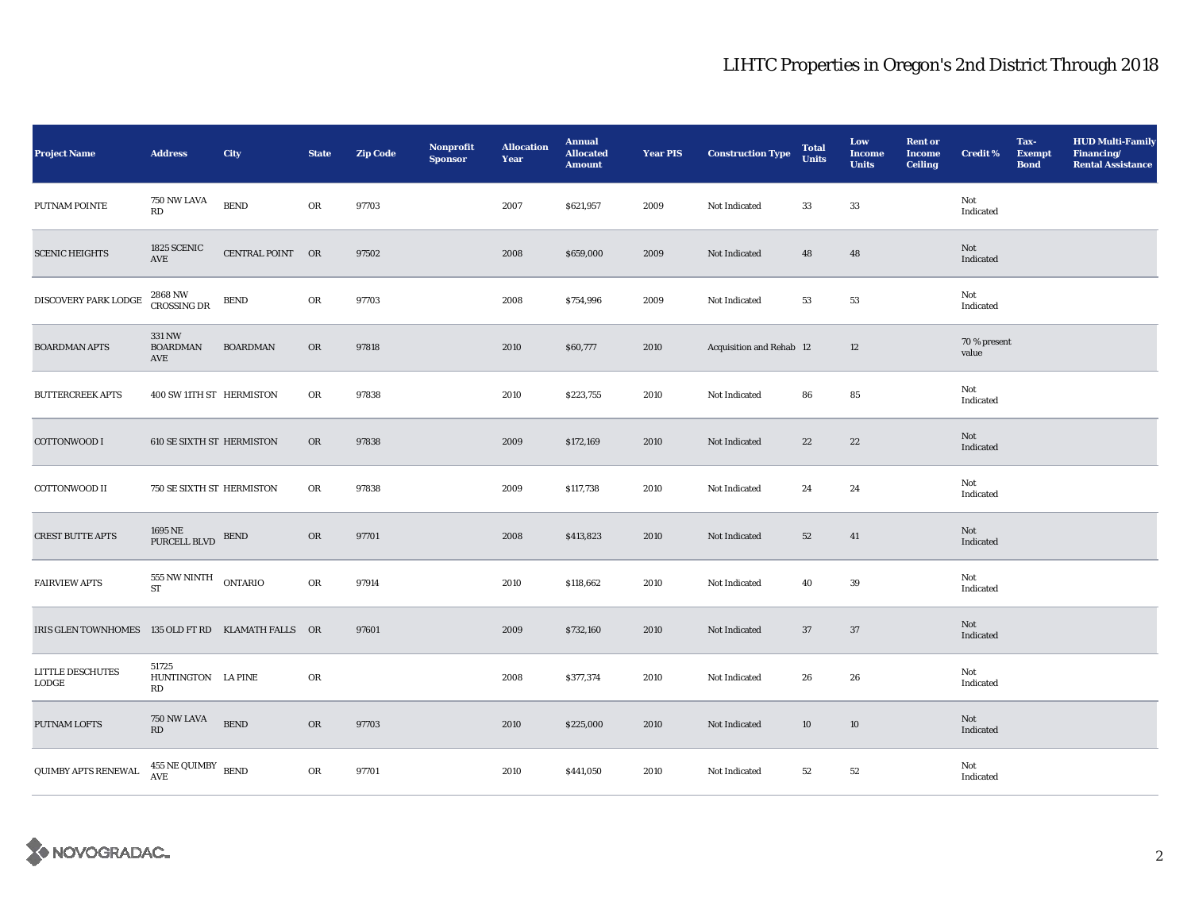# LIHTC Properties in Oregon's 2nd District Through 2018

| Project Name | Address | City | State | Zip Code | Nonprofit Sponsor | Allocation Year | Annual Allocated Amount | Year PIS | Construction Type | Total Units | Low Income Units | Rent or Income Ceiling | Credit % | Tax-Exempt Bond | HUD Multi-Family Financing/ Rental Assistance |
|---|---|---|---|---|---|---|---|---|---|---|---|---|---|---|---|
| PUTNAM POINTE | 750 NW LAVA RD | BEND | OR | 97703 | | 2007 | $621,957 | 2009 | Not Indicated | 33 | 33 | | Not Indicated | | |
| SCENIC HEIGHTS | 1825 SCENIC AVE | CENTRAL POINT | OR | 97502 | | 2008 | $659,000 | 2009 | Not Indicated | 48 | 48 | | Not Indicated | | |
| DISCOVERY PARK LODGE | 2868 NW CROSSING DR | BEND | OR | 97703 | | 2008 | $754,996 | 2009 | Not Indicated | 53 | 53 | | Not Indicated | | |
| BOARDMAN APTS | 331 NW BOARDMAN AVE | BOARDMAN | OR | 97818 | | 2010 | $60,777 | 2010 | Acquisition and Rehab | 12 | 12 | | 70 % present value | | |
| BUTTERCREEK APTS | 400 SW 11TH ST | HERMISTON | OR | 97838 | | 2010 | $223,755 | 2010 | Not Indicated | 86 | 85 | | Not Indicated | | |
| COTTONWOOD I | 610 SE SIXTH ST | HERMISTON | OR | 97838 | | 2009 | $172,169 | 2010 | Not Indicated | 22 | 22 | | Not Indicated | | |
| COTTONWOOD II | 750 SE SIXTH ST | HERMISTON | OR | 97838 | | 2009 | $117,738 | 2010 | Not Indicated | 24 | 24 | | Not Indicated | | |
| CREST BUTTE APTS | 1695 NE PURCELL BLVD | BEND | OR | 97701 | | 2008 | $413,823 | 2010 | Not Indicated | 52 | 41 | | Not Indicated | | |
| FAIRVIEW APTS | 555 NW NINTH ST | ONTARIO | OR | 97914 | | 2010 | $118,662 | 2010 | Not Indicated | 40 | 39 | | Not Indicated | | |
| IRIS GLEN TOWNHOMES | 135 OLD FT RD | KLAMATH FALLS | OR | 97601 | | 2009 | $732,160 | 2010 | Not Indicated | 37 | 37 | | Not Indicated | | |
| LITTLE DESCHUTES LODGE | 51725 HUNTINGTON RD | LA PINE | OR | | | 2008 | $377,374 | 2010 | Not Indicated | 26 | 26 | | Not Indicated | | |
| PUTNAM LOFTS | 750 NW LAVA RD | BEND | OR | 97703 | | 2010 | $225,000 | 2010 | Not Indicated | 10 | 10 | | Not Indicated | | |
| QUIMBY APTS RENEWAL | 455 NE QUIMBY AVE | BEND | OR | 97701 | | 2010 | $441,050 | 2010 | Not Indicated | 52 | 52 | | Not Indicated | | |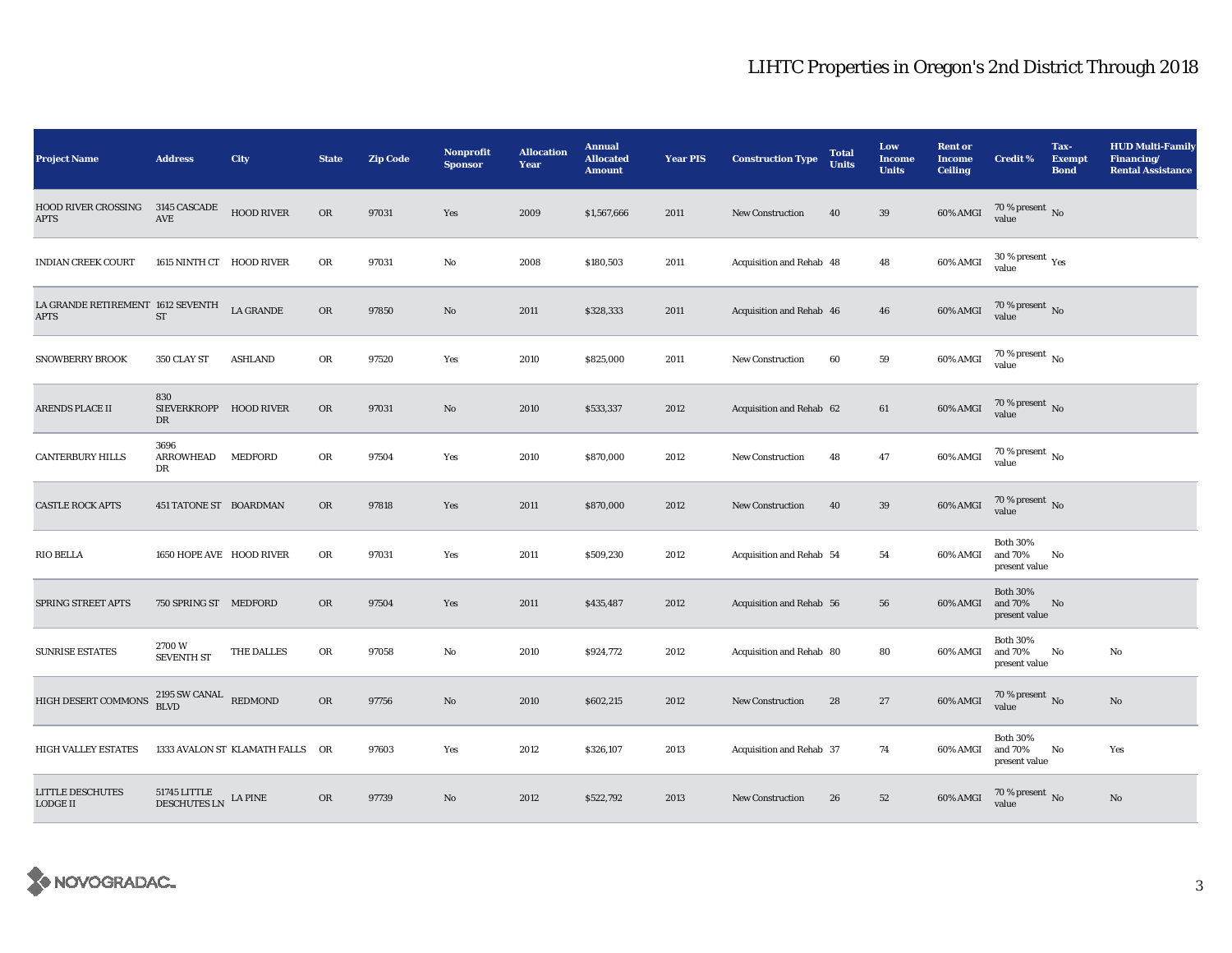## LIHTC Properties in Oregon's 2nd District Through 2018

| Project Name | Address | City | State | Zip Code | Nonprofit Sponsor | Allocation Year | Annual Allocated Amount | Year PIS | Construction Type | Total Units | Low Income Units | Rent or Income Ceiling | Credit % | Tax-Exempt Bond | HUD Multi-Family Financing/ Rental Assistance |
|---|---|---|---|---|---|---|---|---|---|---|---|---|---|---|---|
| HOOD RIVER CROSSING APTS | 3145 CASCADE AVE | HOOD RIVER | OR | 97031 | Yes | 2009 | $1,567,666 | 2011 | New Construction | 40 | 39 | 60% AMGI | 70 % present value | No | |
| INDIAN CREEK COURT | 1615 NINTH CT | HOOD RIVER | OR | 97031 | No | 2008 | $180,503 | 2011 | Acquisition and Rehab | 48 | 48 | 60% AMGI | 30 % present value | Yes | |
| LA GRANDE RETIREMENT APTS | 1612 SEVENTH ST | LA GRANDE | OR | 97850 | No | 2011 | $328,333 | 2011 | Acquisition and Rehab | 46 | 46 | 60% AMGI | 70 % present value | No | |
| SNOWBERRY BROOK | 350 CLAY ST | ASHLAND | OR | 97520 | Yes | 2010 | $825,000 | 2011 | New Construction | 60 | 59 | 60% AMGI | 70 % present value | No | |
| ARENDS PLACE II | 830 SIEVERKROPP DR | HOOD RIVER | OR | 97031 | No | 2010 | $533,337 | 2012 | Acquisition and Rehab | 62 | 61 | 60% AMGI | 70 % present value | No | |
| CANTERBURY HILLS | 3696 ARROWHEAD DR | MEDFORD | OR | 97504 | Yes | 2010 | $870,000 | 2012 | New Construction | 48 | 47 | 60% AMGI | 70 % present value | No | |
| CASTLE ROCK APTS | 451 TATONE ST | BOARDMAN | OR | 97818 | Yes | 2011 | $870,000 | 2012 | New Construction | 40 | 39 | 60% AMGI | 70 % present value | No | |
| RIO BELLA | 1650 HOPE AVE | HOOD RIVER | OR | 97031 | Yes | 2011 | $509,230 | 2012 | Acquisition and Rehab | 54 | 54 | 60% AMGI | Both 30% and 70% present value | No | |
| SPRING STREET APTS | 750 SPRING ST | MEDFORD | OR | 97504 | Yes | 2011 | $435,487 | 2012 | Acquisition and Rehab | 56 | 56 | 60% AMGI | Both 30% and 70% present value | No | |
| SUNRISE ESTATES | 2700 W SEVENTH ST | THE DALLES | OR | 97058 | No | 2010 | $924,772 | 2012 | Acquisition and Rehab | 80 | 80 | 60% AMGI | Both 30% and 70% present value | No | No |
| HIGH DESERT COMMONS | 2195 SW CANAL BLVD | REDMOND | OR | 97756 | No | 2010 | $602,215 | 2012 | New Construction | 28 | 27 | 60% AMGI | 70 % present value | No | No |
| HIGH VALLEY ESTATES | 1333 AVALON ST | KLAMATH FALLS | OR | 97603 | Yes | 2012 | $326,107 | 2013 | Acquisition and Rehab | 37 | 74 | 60% AMGI | Both 30% and 70% present value | No | Yes |
| LITTLE DESCHUTES LODGE II | 51745 LITTLE DESCHUTES LN | LA PINE | OR | 97739 | No | 2012 | $522,792 | 2013 | New Construction | 26 | 52 | 60% AMGI | 70 % present value | No | No |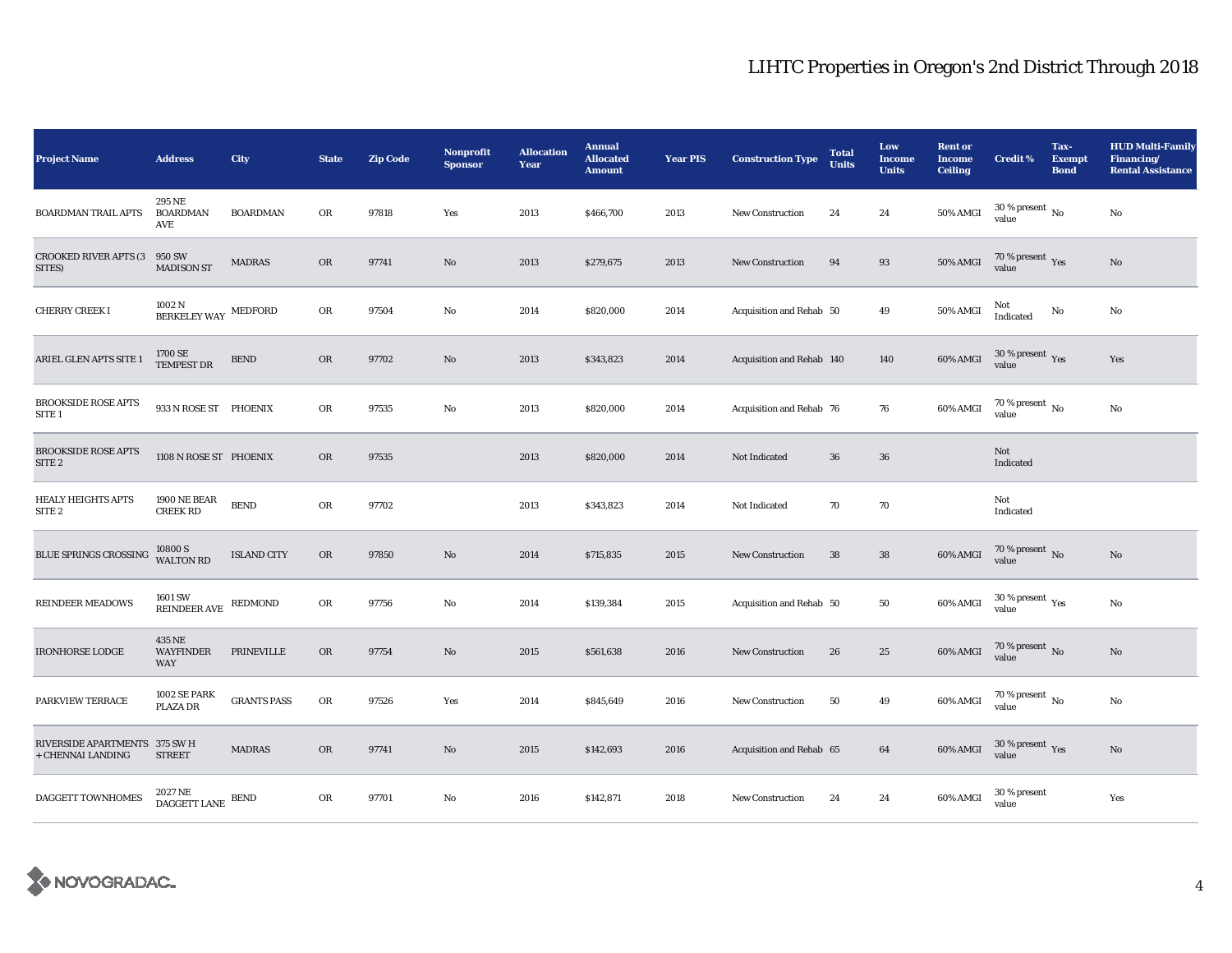# LIHTC Properties in Oregon's 2nd District Through 2018

| Project Name | Address | City | State | Zip Code | Nonprofit Sponsor | Allocation Year | Annual Allocated Amount | Year PIS | Construction Type | Total Units | Low Income Units | Rent or Income Ceiling | Credit % | Tax-Exempt Bond | HUD Multi-Family Financing/ Rental Assistance |
|---|---|---|---|---|---|---|---|---|---|---|---|---|---|---|---|
| BOARDMAN TRAIL APTS | 295 NE BOARDMAN AVE | BOARDMAN | OR | 97818 | Yes | 2013 | $466,700 | 2013 | New Construction | 24 | 24 | 50% AMGI | 30 % present value | No | No |
| CROOKED RIVER APTS (3 SITES) | 950 SW MADISON ST | MADRAS | OR | 97741 | No | 2013 | $279,675 | 2013 | New Construction | 94 | 93 | 50% AMGI | 70 % present value | Yes | No |
| CHERRY CREEK I | 1002 N BERKELEY WAY | MEDFORD | OR | 97504 | No | 2014 | $820,000 | 2014 | Acquisition and Rehab | 50 | 49 | 50% AMGI | Not Indicated | No | No |
| ARIEL GLEN APTS SITE 1 | 1700 SE TEMPEST DR | BEND | OR | 97702 | No | 2013 | $343,823 | 2014 | Acquisition and Rehab | 140 | 140 | 60% AMGI | 30 % present value | Yes | Yes |
| BROOKSIDE ROSE APTS SITE 1 | 933 N ROSE ST | PHOENIX | OR | 97535 | No | 2013 | $820,000 | 2014 | Acquisition and Rehab | 76 | 76 | 60% AMGI | 70 % present value | No | No |
| BROOKSIDE ROSE APTS SITE 2 | 1108 N ROSE ST | PHOENIX | OR | 97535 | | 2013 | $820,000 | 2014 | Not Indicated | 36 | 36 | | Not Indicated | | |
| HEALY HEIGHTS APTS SITE 2 | 1900 NE BEAR CREEK RD | BEND | OR | 97702 | | 2013 | $343,823 | 2014 | Not Indicated | 70 | 70 | | Not Indicated | | |
| BLUE SPRINGS CROSSING | 10800 S WALTON RD | ISLAND CITY | OR | 97850 | No | 2014 | $715,835 | 2015 | New Construction | 38 | 38 | 60% AMGI | 70 % present value | No | No |
| REINDEER MEADOWS | 1601 SW REINDEER AVE | REDMOND | OR | 97756 | No | 2014 | $139,384 | 2015 | Acquisition and Rehab | 50 | 50 | 60% AMGI | 30 % present value | Yes | No |
| IRONHORSE LODGE | 435 NE WAYFINDER WAY | PRINEVILLE | OR | 97754 | No | 2015 | $561,638 | 2016 | New Construction | 26 | 25 | 60% AMGI | 70 % present value | No | No |
| PARKVIEW TERRACE | 1002 SE PARK PLAZA DR | GRANTS PASS | OR | 97526 | Yes | 2014 | $845,649 | 2016 | New Construction | 50 | 49 | 60% AMGI | 70 % present value | No | No |
| RIVERSIDE APARTMENTS + CHENNAI LANDING | 375 SW H STREET | MADRAS | OR | 97741 | No | 2015 | $142,693 | 2016 | Acquisition and Rehab | 65 | 64 | 60% AMGI | 30 % present value | Yes | No |
| DAGGETT TOWNHOMES | 2027 NE DAGGETT LANE | BEND | OR | 97701 | No | 2016 | $142,871 | 2018 | New Construction | 24 | 24 | 60% AMGI | 30 % present value | | Yes |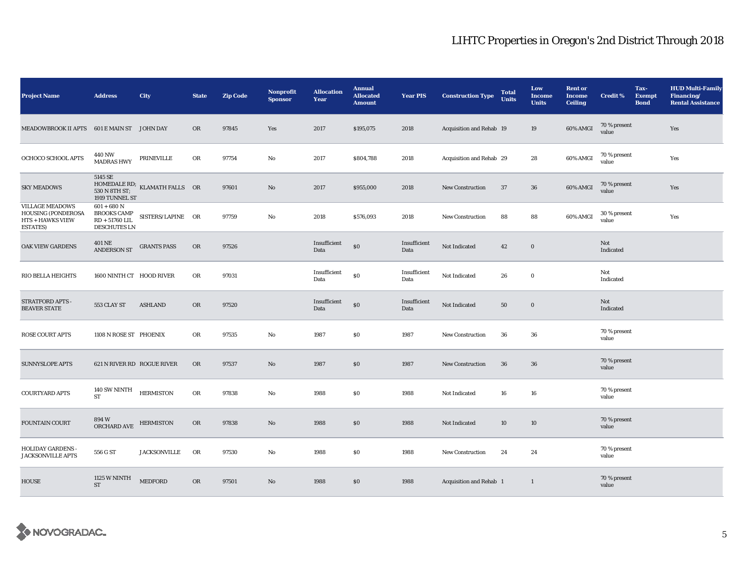# LIHTC Properties in Oregon's 2nd District Through 2018

| Project Name | Address | City | State | Zip Code | Nonprofit Sponsor | Allocation Year | Annual Allocated Amount | Year PIS | Construction Type | Total Units | Low Income Units | Rent or Income Ceiling | Credit % | Tax-Exempt Bond | HUD Multi-Family Financing/ Rental Assistance |
|---|---|---|---|---|---|---|---|---|---|---|---|---|---|---|---|
| MEADOWBROOK II APTS | 601 E MAIN ST | JOHN DAY | OR | 97845 | Yes | 2017 | $195,075 | 2018 | Acquisition and Rehab | 19 | 19 | 60% AMGI | 70 % present value | | Yes |
| OCHOCO SCHOOL APTS | 440 NW MADRAS HWY | PRINEVILLE | OR | 97754 | No | 2017 | $804,788 | 2018 | Acquisition and Rehab | 29 | 28 | 60% AMGI | 70 % present value | | Yes |
| SKY MEADOWS | 5145 SE HOMEDALE RD; 530 N 8TH ST; 1919 TUNNEL ST | KLAMATH FALLS | OR | 97601 | No | 2017 | $955,000 | 2018 | New Construction | 37 | 36 | 60% AMGI | 70 % present value | | Yes |
| VILLAGE MEADOWS HOUSING (PONDEROSA HTS + HAWKS VIEW ESTATES) | 601 + 680 N BROOKS CAMP RD + 51760 LIL DESCHUTES LN | SISTERS/LAPINE | OR | 97759 | No | 2018 | $576,093 | 2018 | New Construction | 88 | 88 | 60% AMGI | 30 % present value | | Yes |
| OAK VIEW GARDENS | 401 NE ANDERSON ST | GRANTS PASS | OR | 97526 | | Insufficient Data | $0 | Insufficient Data | Not Indicated | 42 | 0 | | Not Indicated | | |
| RIO BELLA HEIGHTS | 1600 NINTH CT | HOOD RIVER | OR | 97031 | | Insufficient Data | $0 | Insufficient Data | Not Indicated | 26 | 0 | | Not Indicated | | |
| STRATFORD APTS - BEAVER STATE | 553 CLAY ST | ASHLAND | OR | 97520 | | Insufficient Data | $0 | Insufficient Data | Not Indicated | 50 | 0 | | Not Indicated | | |
| ROSE COURT APTS | 1108 N ROSE ST | PHOENIX | OR | 97535 | No | 1987 | $0 | 1987 | New Construction | 36 | 36 | | 70 % present value | | |
| SUNNYSLOPE APTS | 621 N RIVER RD | ROGUE RIVER | OR | 97537 | No | 1987 | $0 | 1987 | New Construction | 36 | 36 | | 70 % present value | | |
| COURTYARD APTS | 140 SW NINTH ST | HERMISTON | OR | 97838 | No | 1988 | $0 | 1988 | Not Indicated | 16 | 16 | | 70 % present value | | |
| FOUNTAIN COURT | 894 W ORCHARD AVE | HERMISTON | OR | 97838 | No | 1988 | $0 | 1988 | Not Indicated | 10 | 10 | | 70 % present value | | |
| HOLIDAY GARDENS - JACKSONVILLE APTS | 556 G ST | JACKSONVILLE | OR | 97530 | No | 1988 | $0 | 1988 | New Construction | 24 | 24 | | 70 % present value | | |
| HOUSE | 1125 W NINTH ST | MEDFORD | OR | 97501 | No | 1988 | $0 | 1988 | Acquisition and Rehab | 1 | 1 | | 70 % present value | | |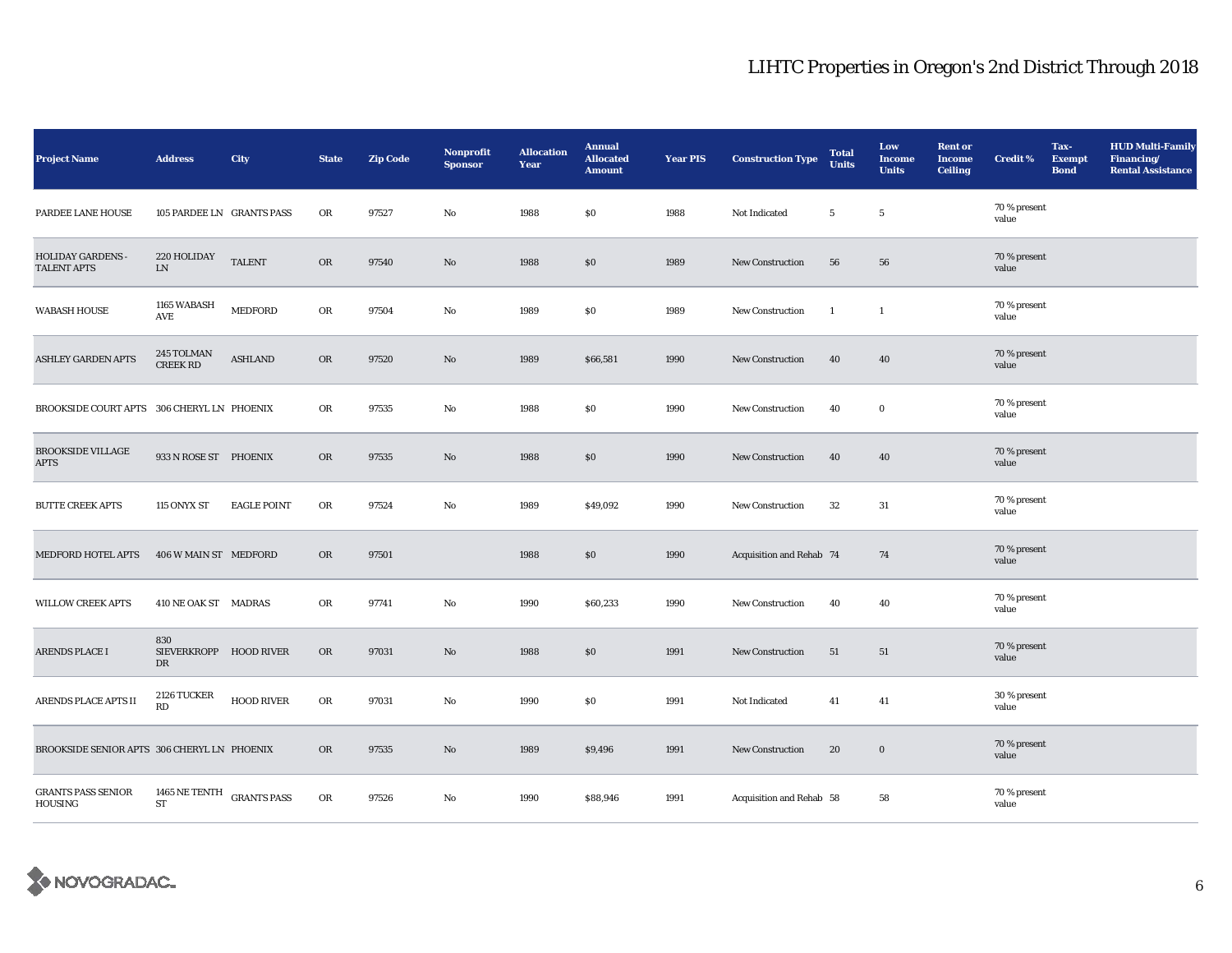# LIHTC Properties in Oregon's 2nd District Through 2018

| Project Name | Address | City | State | Zip Code | Nonprofit Sponsor | Allocation Year | Annual Allocated Amount | Year PIS | Construction Type | Total Units | Low Income Units | Rent or Income Ceiling | Credit % | Tax-Exempt Bond | HUD Multi-Family Financing/ Rental Assistance |
|---|---|---|---|---|---|---|---|---|---|---|---|---|---|---|---|
| PARDEE LANE HOUSE | 105 PARDEE LN | GRANTS PASS | OR | 97527 | No | 1988 | $0 | 1988 | Not Indicated | 5 | 5 | | 70 % present value | | |
| HOLIDAY GARDENS - TALENT APTS | 220 HOLIDAY LN | TALENT | OR | 97540 | No | 1988 | $0 | 1989 | New Construction | 56 | 56 | | 70 % present value | | |
| WABASH HOUSE | 1165 WABASH AVE | MEDFORD | OR | 97504 | No | 1989 | $0 | 1989 | New Construction | 1 | 1 | | 70 % present value | | |
| ASHLEY GARDEN APTS | 245 TOLMAN CREEK RD | ASHLAND | OR | 97520 | No | 1989 | $66,581 | 1990 | New Construction | 40 | 40 | | 70 % present value | | |
| BROOKSIDE COURT APTS | 306 CHERYL LN | PHOENIX | OR | 97535 | No | 1988 | $0 | 1990 | New Construction | 40 | 0 | | 70 % present value | | |
| BROOKSIDE VILLAGE APTS | 933 N ROSE ST | PHOENIX | OR | 97535 | No | 1988 | $0 | 1990 | New Construction | 40 | 40 | | 70 % present value | | |
| BUTTE CREEK APTS | 115 ONYX ST | EAGLE POINT | OR | 97524 | No | 1989 | $49,092 | 1990 | New Construction | 32 | 31 | | 70 % present value | | |
| MEDFORD HOTEL APTS | 406 W MAIN ST | MEDFORD | OR | 97501 | | 1988 | $0 | 1990 | Acquisition and Rehab | 74 | 74 | | 70 % present value | | |
| WILLOW CREEK APTS | 410 NE OAK ST | MADRAS | OR | 97741 | No | 1990 | $60,233 | 1990 | New Construction | 40 | 40 | | 70 % present value | | |
| ARENDS PLACE I | 830 SIEVERKROPP DR | HOOD RIVER | OR | 97031 | No | 1988 | $0 | 1991 | New Construction | 51 | 51 | | 70 % present value | | |
| ARENDS PLACE APTS II | 2126 TUCKER RD | HOOD RIVER | OR | 97031 | No | 1990 | $0 | 1991 | Not Indicated | 41 | 41 | | 30 % present value | | |
| BROOKSIDE SENIOR APTS | 306 CHERYL LN | PHOENIX | OR | 97535 | No | 1989 | $9,496 | 1991 | New Construction | 20 | 0 | | 70 % present value | | |
| GRANTS PASS SENIOR HOUSING | 1465 NE TENTH ST | GRANTS PASS | OR | 97526 | No | 1990 | $88,946 | 1991 | Acquisition and Rehab | 58 | 58 | | 70 % present value | | |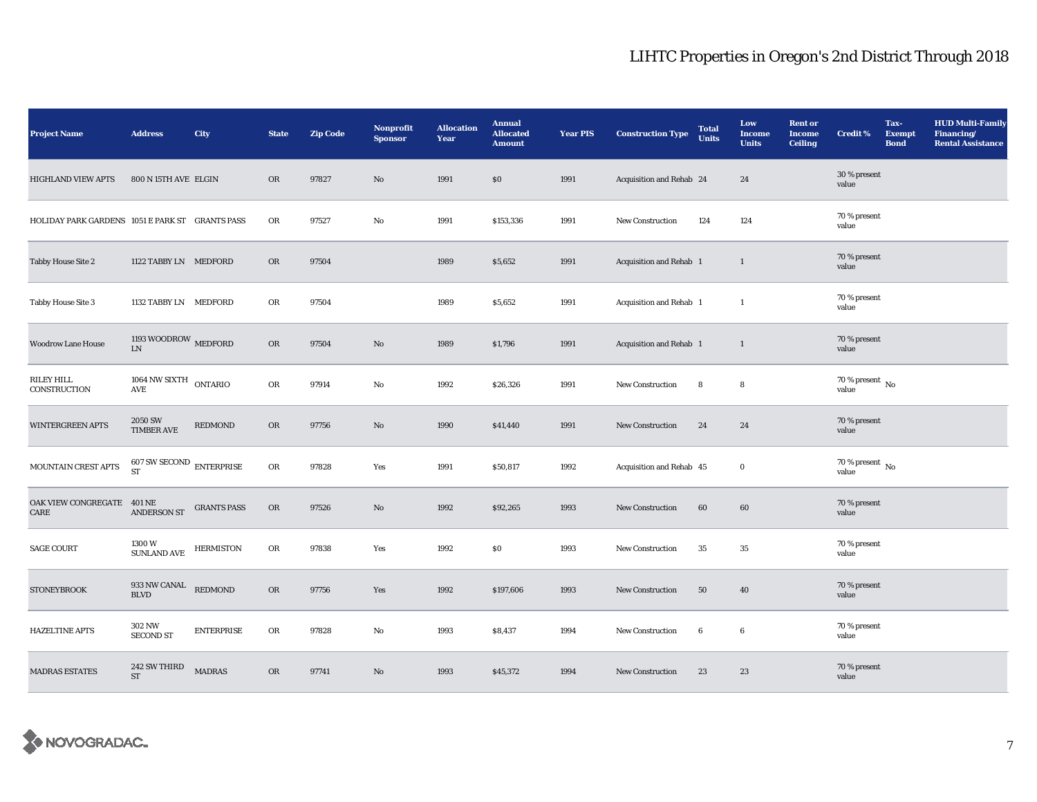# LIHTC Properties in Oregon's 2nd District Through 2018

| Project Name | Address | City | State | Zip Code | Nonprofit Sponsor | Allocation Year | Annual Allocated Amount | Year PIS | Construction Type | Total Units | Low Income Units | Rent or Income Ceiling | Credit % | Tax-Exempt Bond | HUD Multi-Family Financing/ Rental Assistance |
|---|---|---|---|---|---|---|---|---|---|---|---|---|---|---|---|
| HIGHLAND VIEW APTS | 800 N 15TH AVE | ELGIN | OR | 97827 | No | 1991 | $0 | 1991 | Acquisition and Rehab | 24 | 24 | | 30 % present value | | |
| HOLIDAY PARK GARDENS | 1051 E PARK ST | GRANTS PASS | OR | 97527 | No | 1991 | $153,336 | 1991 | New Construction | 124 | 124 | | 70 % present value | | |
| Tabby House Site 2 | 1122 TABBY LN | MEDFORD | OR | 97504 | | 1989 | $5,652 | 1991 | Acquisition and Rehab | 1 | 1 | | 70 % present value | | |
| Tabby House Site 3 | 1132 TABBY LN | MEDFORD | OR | 97504 | | 1989 | $5,652 | 1991 | Acquisition and Rehab | 1 | 1 | | 70 % present value | | |
| Woodrow Lane House | 1193 WOODROW LN | MEDFORD | OR | 97504 | No | 1989 | $1,796 | 1991 | Acquisition and Rehab | 1 | 1 | | 70 % present value | | |
| RILEY HILL CONSTRUCTION | 1064 NW SIXTH AVE | ONTARIO | OR | 97914 | No | 1992 | $26,326 | 1991 | New Construction | 8 | 8 | | 70 % present value | No | |
| WINTERGREEN APTS | 2050 SW TIMBER AVE | REDMOND | OR | 97756 | No | 1990 | $41,440 | 1991 | New Construction | 24 | 24 | | 70 % present value | | |
| MOUNTAIN CREST APTS | 607 SW SECOND ST | ENTERPRISE | OR | 97828 | Yes | 1991 | $50,817 | 1992 | Acquisition and Rehab | 45 | 0 | | 70 % present value | No | |
| OAK VIEW CONGREGATE CARE | 401 NE ANDERSON ST | GRANTS PASS | OR | 97526 | No | 1992 | $92,265 | 1993 | New Construction | 60 | 60 | | 70 % present value | | |
| SAGE COURT | 1300 W SUNLAND AVE | HERMISTON | OR | 97838 | Yes | 1992 | $0 | 1993 | New Construction | 35 | 35 | | 70 % present value | | |
| STONEYBROOK | 933 NW CANAL BLVD | REDMOND | OR | 97756 | Yes | 1992 | $197,606 | 1993 | New Construction | 50 | 40 | | 70 % present value | | |
| HAZELTINE APTS | 302 NW SECOND ST | ENTERPRISE | OR | 97828 | No | 1993 | $8,437 | 1994 | New Construction | 6 | 6 | | 70 % present value | | |
| MADRAS ESTATES | 242 SW THIRD ST | MADRAS | OR | 97741 | No | 1993 | $45,372 | 1994 | New Construction | 23 | 23 | | 70 % present value | | |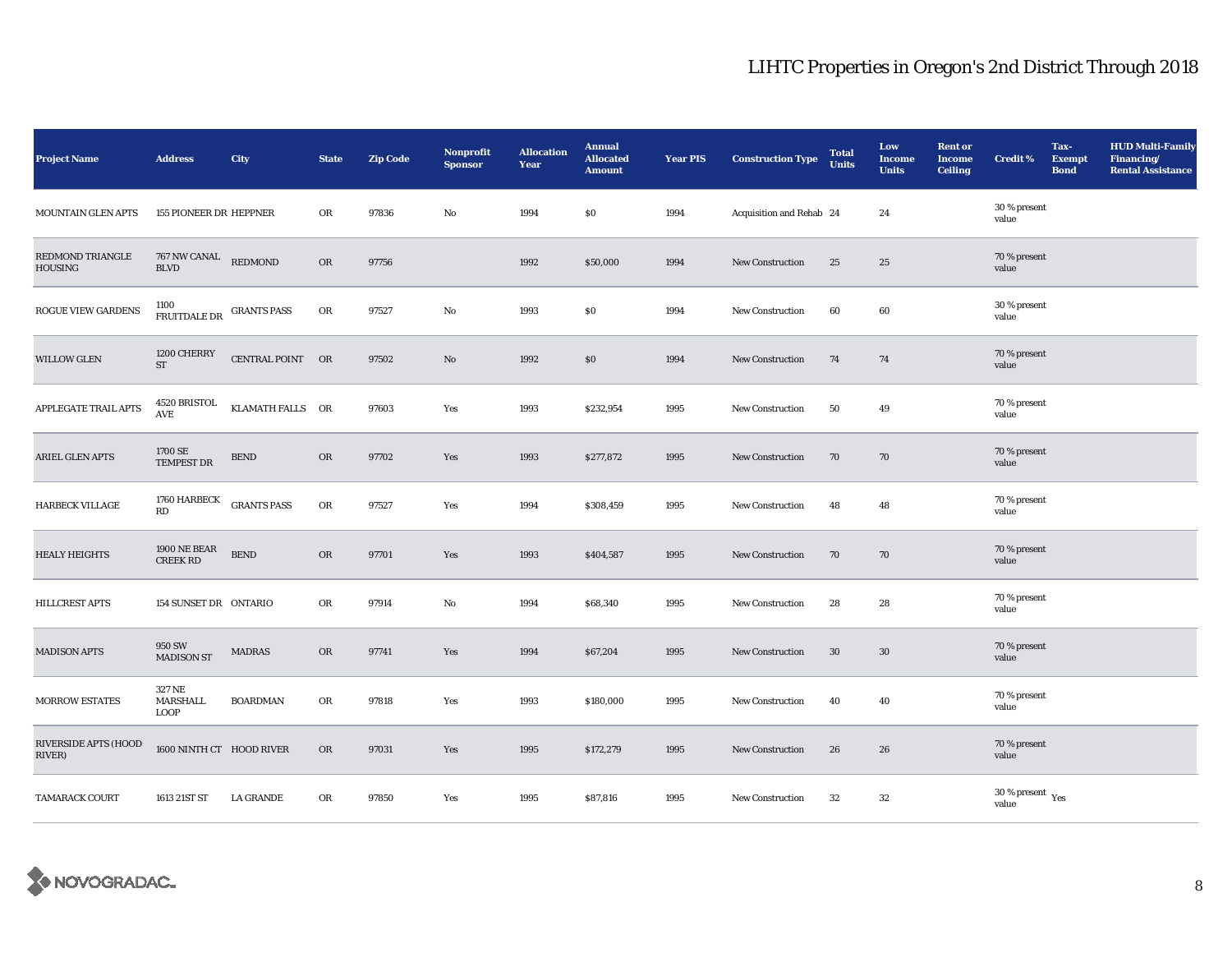# LIHTC Properties in Oregon's 2nd District Through 2018

| Project Name | Address | City | State | Zip Code | Nonprofit Sponsor | Allocation Year | Annual Allocated Amount | Year PIS | Construction Type | Total Units | Low Income Units | Rent or Income Ceiling | Credit % | Tax-Exempt Bond | HUD Multi-Family Financing/ Rental Assistance |
|---|---|---|---|---|---|---|---|---|---|---|---|---|---|---|---|
| MOUNTAIN GLEN APTS | 155 PIONEER DR | HEPPNER | OR | 97836 | No | 1994 | $0 | 1994 | Acquisition and Rehab | 24 | 24 | | 30 % present value | | |
| REDMOND TRIANGLE HOUSING | 767 NW CANAL BLVD | REDMOND | OR | 97756 | | 1992 | $50,000 | 1994 | New Construction | 25 | 25 | | 70 % present value | | |
| ROGUE VIEW GARDENS | 1100 FRUITDALE DR | GRANTS PASS | OR | 97527 | No | 1993 | $0 | 1994 | New Construction | 60 | 60 | | 30 % present value | | |
| WILLOW GLEN | 1200 CHERRY ST | CENTRAL POINT | OR | 97502 | No | 1992 | $0 | 1994 | New Construction | 74 | 74 | | 70 % present value | | |
| APPLEGATE TRAIL APTS | 4520 BRISTOL AVE | KLAMATH FALLS | OR | 97603 | Yes | 1993 | $232,954 | 1995 | New Construction | 50 | 49 | | 70 % present value | | |
| ARIEL GLEN APTS | 1700 SE TEMPEST DR | BEND | OR | 97702 | Yes | 1993 | $277,872 | 1995 | New Construction | 70 | 70 | | 70 % present value | | |
| HARBECK VILLAGE | 1760 HARBECK RD | GRANTS PASS | OR | 97527 | Yes | 1994 | $308,459 | 1995 | New Construction | 48 | 48 | | 70 % present value | | |
| HEALY HEIGHTS | 1900 NE BEAR CREEK RD | BEND | OR | 97701 | Yes | 1993 | $404,587 | 1995 | New Construction | 70 | 70 | | 70 % present value | | |
| HILLCREST APTS | 154 SUNSET DR | ONTARIO | OR | 97914 | No | 1994 | $68,340 | 1995 | New Construction | 28 | 28 | | 70 % present value | | |
| MADISON APTS | 950 SW MADISON ST | MADRAS | OR | 97741 | Yes | 1994 | $67,204 | 1995 | New Construction | 30 | 30 | | 70 % present value | | |
| MORROW ESTATES | 327 NE MARSHALL LOOP | BOARDMAN | OR | 97818 | Yes | 1993 | $180,000 | 1995 | New Construction | 40 | 40 | | 70 % present value | | |
| RIVERSIDE APTS (HOOD RIVER) | 1600 NINTH CT | HOOD RIVER | OR | 97031 | Yes | 1995 | $172,279 | 1995 | New Construction | 26 | 26 | | 70 % present value | | |
| TAMARACK COURT | 1613 21ST ST | LA GRANDE | OR | 97850 | Yes | 1995 | $87,816 | 1995 | New Construction | 32 | 32 | | 30 % present value | Yes | |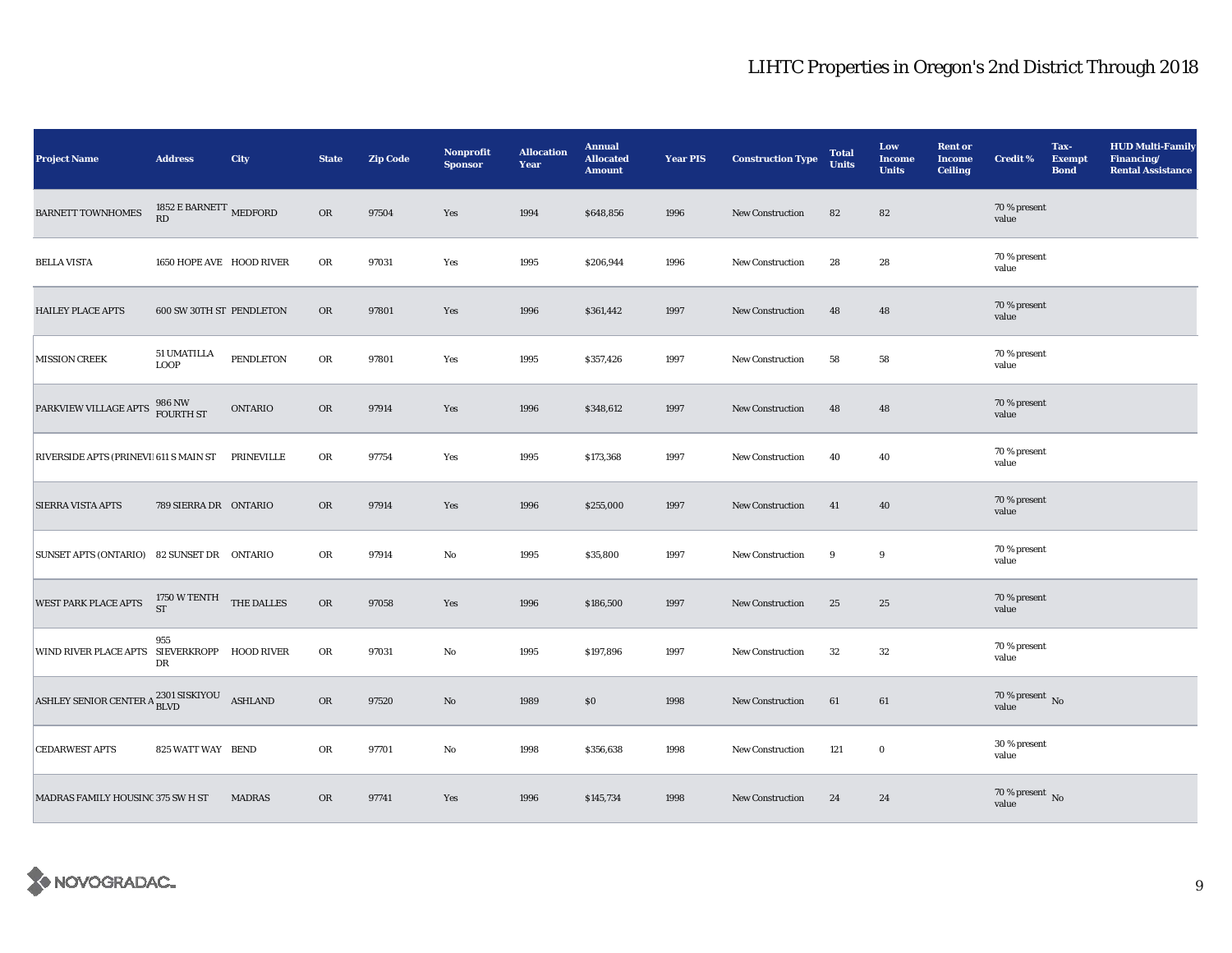# LIHTC Properties in Oregon's 2nd District Through 2018

| Project Name | Address | City | State | Zip Code | Nonprofit Sponsor | Allocation Year | Annual Allocated Amount | Year PIS | Construction Type | Total Units | Low Income Units | Rent or Income Ceiling | Credit % | Tax-Exempt Bond | HUD Multi-Family Financing/ Rental Assistance |
|---|---|---|---|---|---|---|---|---|---|---|---|---|---|---|---|
| BARNETT TOWNHOMES | 1852 E BARNETT RD | MEDFORD | OR | 97504 | Yes | 1994 | $648,856 | 1996 | New Construction | 82 | 82 | | 70 % present value | | |
| BELLA VISTA | 1650 HOPE AVE | HOOD RIVER | OR | 97031 | Yes | 1995 | $206,944 | 1996 | New Construction | 28 | 28 | | 70 % present value | | |
| HAILEY PLACE APTS | 600 SW 30TH ST | PENDLETON | OR | 97801 | Yes | 1996 | $361,442 | 1997 | New Construction | 48 | 48 | | 70 % present value | | |
| MISSION CREEK | 51 UMATILLA LOOP | PENDLETON | OR | 97801 | Yes | 1995 | $357,426 | 1997 | New Construction | 58 | 58 | | 70 % present value | | |
| PARKVIEW VILLAGE APTS | 986 NW FOURTH ST | ONTARIO | OR | 97914 | Yes | 1996 | $348,612 | 1997 | New Construction | 48 | 48 | | 70 % present value | | |
| RIVERSIDE APTS (PRINEVII | 611 S MAIN ST | PRINEVILLE | OR | 97754 | Yes | 1995 | $173,368 | 1997 | New Construction | 40 | 40 | | 70 % present value | | |
| SIERRA VISTA APTS | 789 SIERRA DR | ONTARIO | OR | 97914 | Yes | 1996 | $255,000 | 1997 | New Construction | 41 | 40 | | 70 % present value | | |
| SUNSET APTS (ONTARIO) | 82 SUNSET DR | ONTARIO | OR | 97914 | No | 1995 | $35,800 | 1997 | New Construction | 9 | 9 | | 70 % present value | | |
| WEST PARK PLACE APTS | 1750 W TENTH ST | THE DALLES | OR | 97058 | Yes | 1996 | $186,500 | 1997 | New Construction | 25 | 25 | | 70 % present value | | |
| WIND RIVER PLACE APTS | 955 SIEVERKROPP DR | HOOD RIVER | OR | 97031 | No | 1995 | $197,896 | 1997 | New Construction | 32 | 32 | | 70 % present value | | |
| ASHLEY SENIOR CENTER A | 2301 SISKIYOU BLVD | ASHLAND | OR | 97520 | No | 1989 | $0 | 1998 | New Construction | 61 | 61 | | 70 % present value | No | |
| CEDARWEST APTS | 825 WATT WAY | BEND | OR | 97701 | No | 1998 | $356,638 | 1998 | New Construction | 121 | 0 | | 30 % present value | | |
| MADRAS FAMILY HOUSINC | 375 SW H ST | MADRAS | OR | 97741 | Yes | 1996 | $145,734 | 1998 | New Construction | 24 | 24 | | 70 % present value | No | |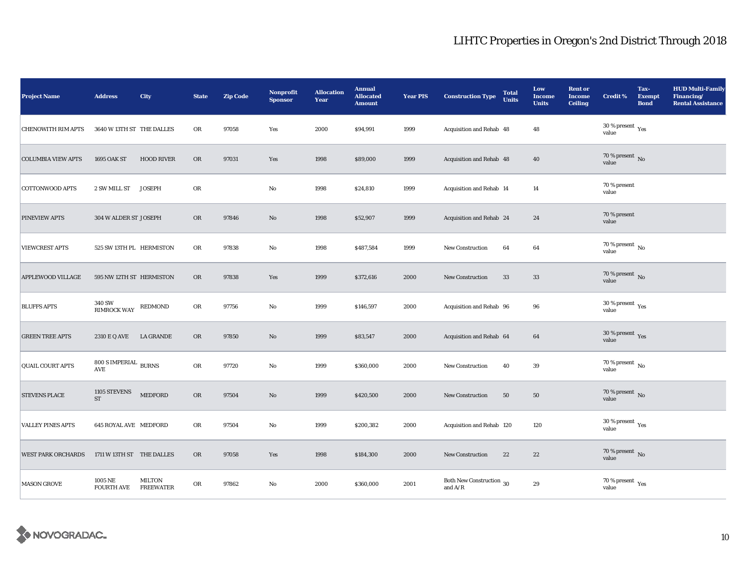# LIHTC Properties in Oregon's 2nd District Through 2018

| Project Name | Address | City | State | Zip Code | Nonprofit Sponsor | Allocation Year | Annual Allocated Amount | Year PIS | Construction Type | Total Units | Low Income Units | Rent or Income Ceiling | Credit % | Tax-Exempt Bond | HUD Multi-Family Financing/ Rental Assistance |
|---|---|---|---|---|---|---|---|---|---|---|---|---|---|---|---|
| CHENOWITH RIM APTS | 3640 W 13TH ST | THE DALLES | OR | 97058 | Yes | 2000 | $94,991 | 1999 | Acquisition and Rehab | 48 | 48 | | 30 % present value | Yes | |
| COLUMBIA VIEW APTS | 1695 OAK ST | HOOD RIVER | OR | 97031 | Yes | 1998 | $89,000 | 1999 | Acquisition and Rehab | 48 | 40 | | 70 % present value | No | |
| COTTONWOOD APTS | 2 SW MILL ST | JOSEPH | OR | | No | 1998 | $24,810 | 1999 | Acquisition and Rehab | 14 | 14 | | 70 % present value | | |
| PINEVIEW APTS | 304 W ALDER ST | JOSEPH | OR | 97846 | No | 1998 | $52,907 | 1999 | Acquisition and Rehab | 24 | 24 | | 70 % present value | | |
| VIEWCREST APTS | 525 SW 13TH PL | HERMISTON | OR | 97838 | No | 1998 | $487,584 | 1999 | New Construction | 64 | 64 | | 70 % present value | No | |
| APPLEWOOD VILLAGE | 595 NW 12TH ST | HERMISTON | OR | 97838 | Yes | 1999 | $372,616 | 2000 | New Construction | 33 | 33 | | 70 % present value | No | |
| BLUFFS APTS | 340 SW RIMROCK WAY | REDMOND | OR | 97756 | No | 1999 | $146,597 | 2000 | Acquisition and Rehab | 96 | 96 | | 30 % present value | Yes | |
| GREEN TREE APTS | 2310 E Q AVE | LA GRANDE | OR | 97850 | No | 1999 | $83,547 | 2000 | Acquisition and Rehab | 64 | 64 | | 30 % present value | Yes | |
| QUAIL COURT APTS | 800 S IMPERIAL AVE | BURNS | OR | 97720 | No | 1999 | $360,000 | 2000 | New Construction | 40 | 39 | | 70 % present value | No | |
| STEVENS PLACE | 1105 STEVENS ST | MEDFORD | OR | 97504 | No | 1999 | $420,500 | 2000 | New Construction | 50 | 50 | | 70 % present value | No | |
| VALLEY PINES APTS | 645 ROYAL AVE | MEDFORD | OR | 97504 | No | 1999 | $200,382 | 2000 | Acquisition and Rehab | 120 | 120 | | 30 % present value | Yes | |
| WEST PARK ORCHARDS | 1711 W 13TH ST | THE DALLES | OR | 97058 | Yes | 1998 | $184,300 | 2000 | New Construction | 22 | 22 | | 70 % present value | No | |
| MASON GROVE | 1005 NE FOURTH AVE | MILTON FREEWATER | OR | 97862 | No | 2000 | $360,000 | 2001 | Both New Construction and A/R | 30 | 29 | | 70 % present value | Yes | |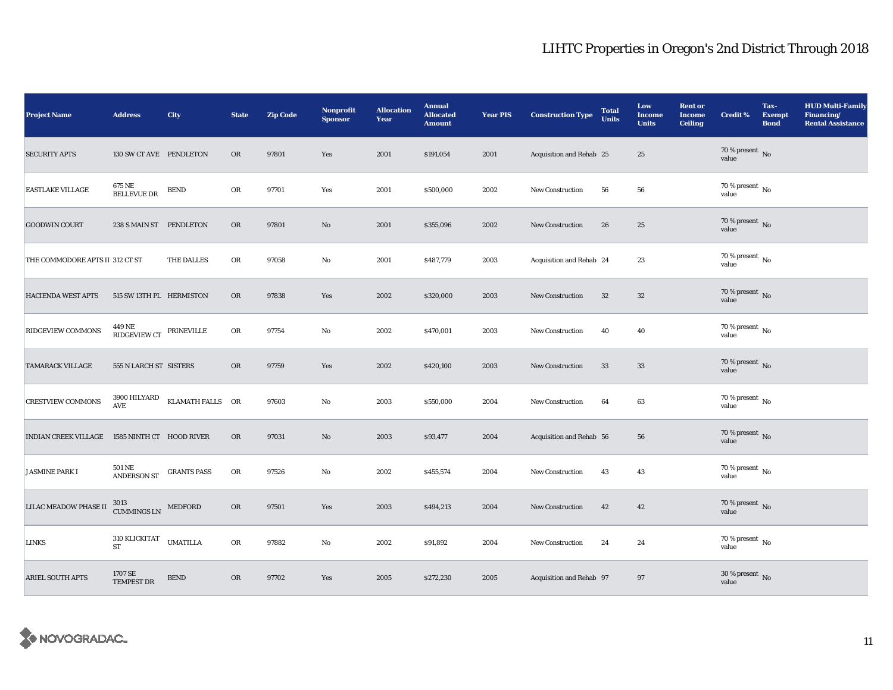# LIHTC Properties in Oregon's 2nd District Through 2018

| Project Name | Address | City | State | Zip Code | Nonprofit Sponsor | Allocation Year | Annual Allocated Amount | Year PIS | Construction Type | Total Units | Low Income Units | Rent or Income Ceiling | Credit % | Tax-Exempt Bond | HUD Multi-Family Financing/ Rental Assistance |
|---|---|---|---|---|---|---|---|---|---|---|---|---|---|---|---|
| SECURITY APTS | 130 SW CT AVE | PENDLETON | OR | 97801 | Yes | 2001 | $191,054 | 2001 | Acquisition and Rehab | 25 | 25 | | 70 % present value | No | |
| EASTLAKE VILLAGE | 675 NE BELLEVUE DR | BEND | OR | 97701 | Yes | 2001 | $500,000 | 2002 | New Construction | 56 | 56 | | 70 % present value | No | |
| GOODWIN COURT | 238 S MAIN ST | PENDLETON | OR | 97801 | No | 2001 | $355,096 | 2002 | New Construction | 26 | 25 | | 70 % present value | No | |
| THE COMMODORE APTS II | 312 CT ST | THE DALLES | OR | 97058 | No | 2001 | $487,779 | 2003 | Acquisition and Rehab | 24 | 23 | | 70 % present value | No | |
| HACIENDA WEST APTS | 515 SW 13TH PL | HERMISTON | OR | 97838 | Yes | 2002 | $320,000 | 2003 | New Construction | 32 | 32 | | 70 % present value | No | |
| RIDGEVIEW COMMONS | 449 NE RIDGEVIEW CT | PRINEVILLE | OR | 97754 | No | 2002 | $470,001 | 2003 | New Construction | 40 | 40 | | 70 % present value | No | |
| TAMARACK VILLAGE | 555 N LARCH ST | SISTERS | OR | 97759 | Yes | 2002 | $420,100 | 2003 | New Construction | 33 | 33 | | 70 % present value | No | |
| CRESTVIEW COMMONS | 3900 HILYARD AVE | KLAMATH FALLS | OR | 97603 | No | 2003 | $550,000 | 2004 | New Construction | 64 | 63 | | 70 % present value | No | |
| INDIAN CREEK VILLAGE | 1585 NINTH CT | HOOD RIVER | OR | 97031 | No | 2003 | $93,477 | 2004 | Acquisition and Rehab | 56 | 56 | | 70 % present value | No | |
| JASMINE PARK I | 501 NE ANDERSON ST | GRANTS PASS | OR | 97526 | No | 2002 | $455,574 | 2004 | New Construction | 43 | 43 | | 70 % present value | No | |
| LILAC MEADOW PHASE II | 3013 CUMMINGS LN | MEDFORD | OR | 97501 | Yes | 2003 | $494,213 | 2004 | New Construction | 42 | 42 | | 70 % present value | No | |
| LINKS | 310 KLICKITAT ST | UMATILLA | OR | 97882 | No | 2002 | $91,892 | 2004 | New Construction | 24 | 24 | | 70 % present value | No | |
| ARIEL SOUTH APTS | 1707 SE TEMPEST DR | BEND | OR | 97702 | Yes | 2005 | $272,230 | 2005 | Acquisition and Rehab | 97 | 97 | | 30 % present value | No | |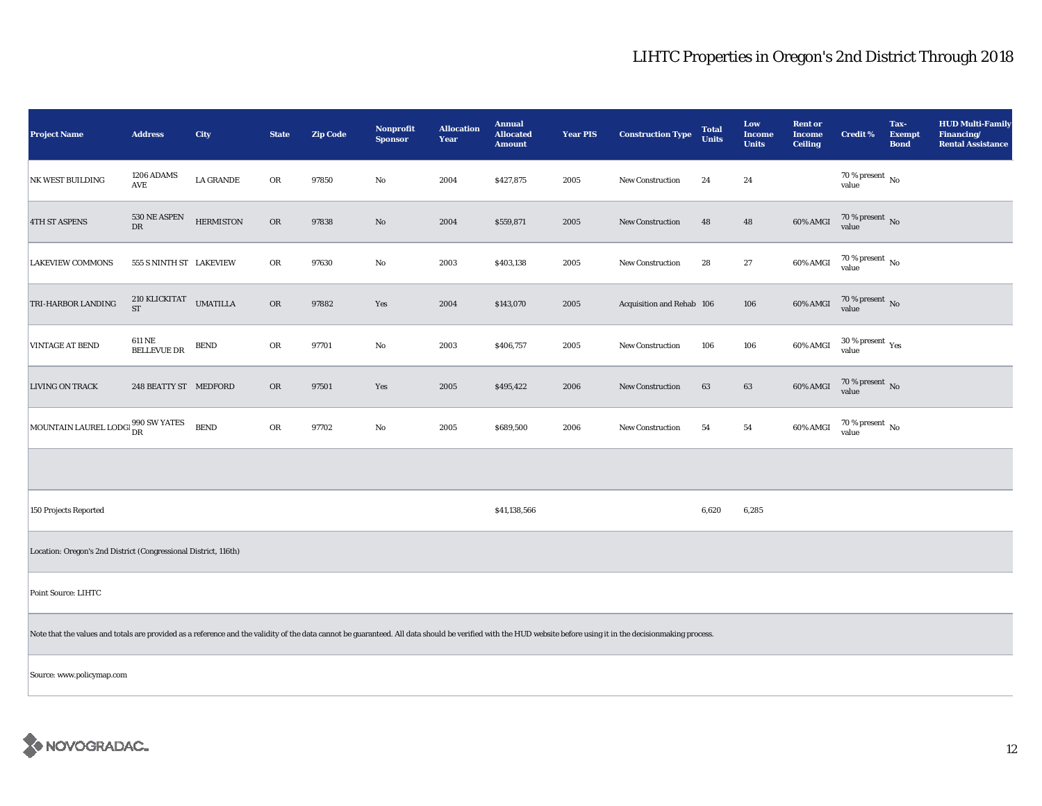# LIHTC Properties in Oregon's 2nd District Through 2018

| Project Name | Address | City | State | Zip Code | Nonprofit Sponsor | Allocation Year | Annual Allocated Amount | Year PIS | Construction Type | Total Units | Low Income Units | Rent or Income Ceiling | Credit % | Tax-Exempt Bond | HUD Multi-Family Financing/ Rental Assistance |
|---|---|---|---|---|---|---|---|---|---|---|---|---|---|---|---|
| NK WEST BUILDING | 1206 ADAMS AVE | LA GRANDE | OR | 97850 | No | 2004 | $427,875 | 2005 | New Construction | 24 | 24 | | 70 % present value | No | |
| 4TH ST ASPENS | 530 NE ASPEN DR | HERMISTON | OR | 97838 | No | 2004 | $559,871 | 2005 | New Construction | 48 | 48 | 60% AMGI | 70 % present value | No | |
| LAKEVIEW COMMONS | 555 S NINTH ST | LAKEVIEW | OR | 97630 | No | 2003 | $403,138 | 2005 | New Construction | 28 | 27 | 60% AMGI | 70 % present value | No | |
| TRI-HARBOR LANDING | 210 KLICKITAT ST | UMATILLA | OR | 97882 | Yes | 2004 | $143,070 | 2005 | Acquisition and Rehab | 106 | 106 | 60% AMGI | 70 % present value | No | |
| VINTAGE AT BEND | 611 NE BELLEVUE DR | BEND | OR | 97701 | No | 2003 | $406,757 | 2005 | New Construction | 106 | 106 | 60% AMGI | 30 % present value | Yes | |
| LIVING ON TRACK | 248 BEATTY ST | MEDFORD | OR | 97501 | Yes | 2005 | $495,422 | 2006 | New Construction | 63 | 63 | 60% AMGI | 70 % present value | No | |
| MOUNTAIN LAUREL LODGE | 990 SW YATES DR | BEND | OR | 97702 | No | 2005 | $689,500 | 2006 | New Construction | 54 | 54 | 60% AMGI | 70 % present value | No | |
| | | | | | | | | | | | | | | | |
| 150 Projects Reported | | | | | | | $41,138,566 | | | 6,620 | 6,285 | | | | |

Location: Oregon's 2nd District (Congressional District, 116th)

Point Source: LIHTC

Note that the values and totals are provided as a reference and the validity of the data cannot be guaranteed. All data should be verified with the HUD website before using it in the decisionmaking process.

Source: www.policymap.com